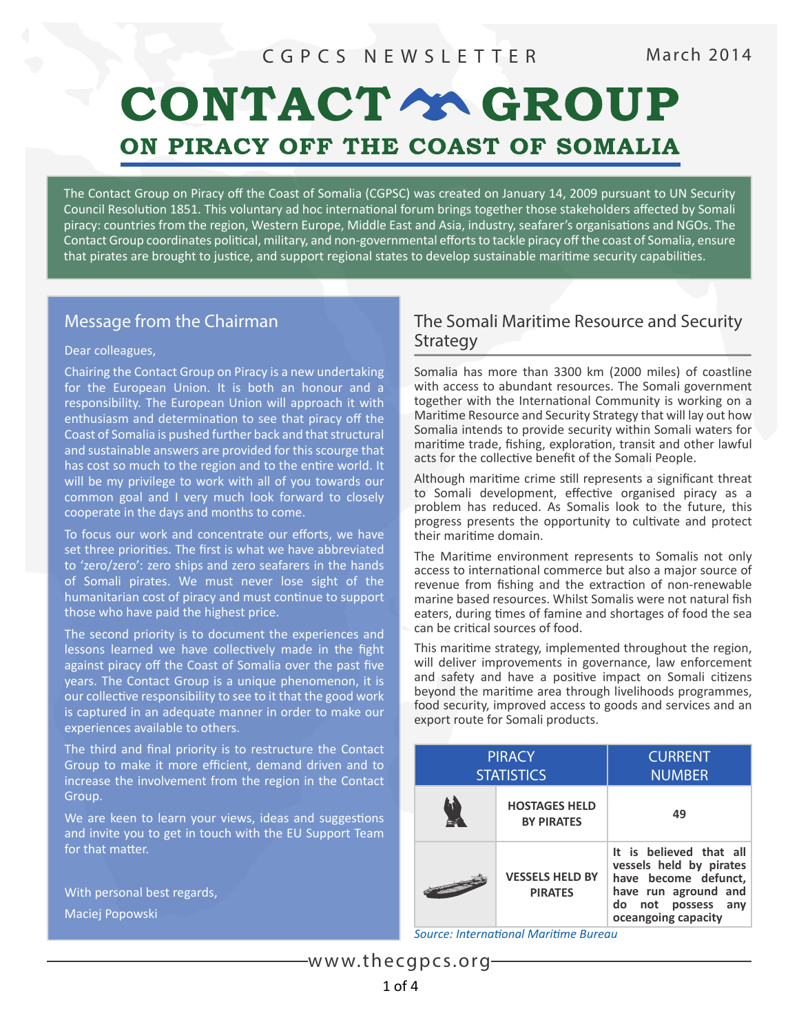CGPCS NEWSLETTER — March 2014

# CONTACT GROUP ON PIRACY OFF THE COAST OF SOMALIA

The Contact Group on Piracy off the Coast of Somalia (CGPSC) was created on January 14, 2009 pursuant to UN Security Council Resolution 1851. This voluntary ad hoc international forum brings together those stakeholders affected by Somali piracy: countries from the region, Western Europe, Middle East and Asia, industry, seafarer's organisations and NGOs. The Contact Group coordinates political, military, and non-governmental efforts to tackle piracy off the coast of Somalia, ensure that pirates are brought to justice, and support regional states to develop sustainable maritime security capabilities.

## Message from the Chairman

Dear colleagues,

Chairing the Contact Group on Piracy is a new undertaking for the European Union. It is both an honour and a responsibility. The European Union will approach it with enthusiasm and determination to see that piracy off the Coast of Somalia is pushed further back and that structural and sustainable answers are provided for this scourge that has cost so much to the region and to the entire world. It will be my privilege to work with all of you towards our common goal and I very much look forward to closely cooperate in the days and months to come.

To focus our work and concentrate our efforts, we have set three priorities. The first is what we have abbreviated to 'zero/zero': zero ships and zero seafarers in the hands of Somali pirates. We must never lose sight of the humanitarian cost of piracy and must continue to support those who have paid the highest price.

The second priority is to document the experiences and lessons learned we have collectively made in the fight against piracy off the Coast of Somalia over the past five years. The Contact Group is a unique phenomenon, it is our collective responsibility to see to it that the good work is captured in an adequate manner in order to make our experiences available to others.

The third and final priority is to restructure the Contact Group to make it more efficient, demand driven and to increase the involvement from the region in the Contact Group.

We are keen to learn your views, ideas and suggestions and invite you to get in touch with the EU Support Team for that matter.

With personal best regards,

Maciej Popowski

## The Somali Maritime Resource and Security Strategy

Somalia has more than 3300 km (2000 miles) of coastline with access to abundant resources. The Somali government together with the International Community is working on a Maritime Resource and Security Strategy that will lay out how Somalia intends to provide security within Somali waters for maritime trade, fishing, exploration, transit and other lawful acts for the collective benefit of the Somali People.

Although maritime crime still represents a significant threat to Somali development, effective organised piracy as a problem has reduced. As Somalis look to the future, this progress presents the opportunity to cultivate and protect their maritime domain.

The Maritime environment represents to Somalis not only access to international commerce but also a major source of revenue from fishing and the extraction of non-renewable marine based resources. Whilst Somalis were not natural fish eaters, during times of famine and shortages of food the sea can be critical sources of food.

This maritime strategy, implemented throughout the region, will deliver improvements in governance, law enforcement and safety and have a positive impact on Somali citizens beyond the maritime area through livelihoods programmes, food security, improved access to goods and services and an export route for Somali products.

| PIRACY STATISTICS | | CURRENT NUMBER |
|---|---|---|
| | **HOSTAGES HELD BY PIRATES** | **49** |
| | **VESSELS HELD BY PIRATES** | **It is believed that all vessels held by pirates have become defunct, have run aground and do not possess any oceangoing capacity** |

*Source: International Maritime Bureau*

www.thecgpcs.org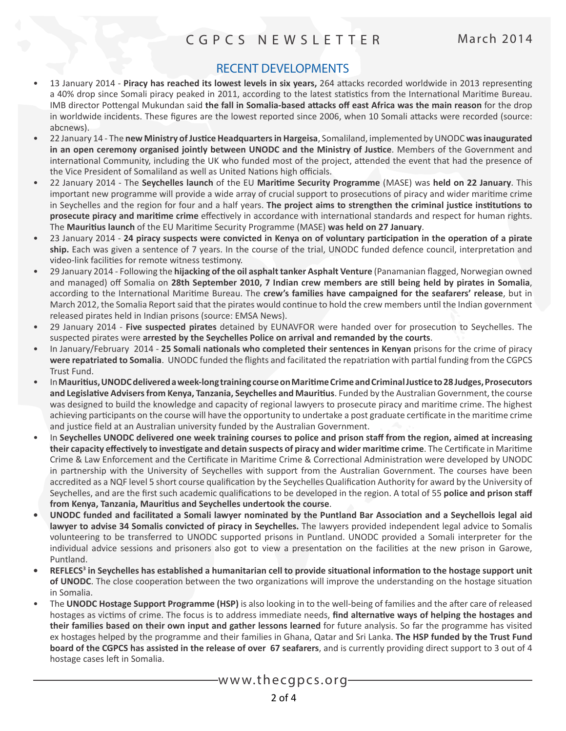## RECENT DEVELOPMENTS

- 13 January 2014 - **Piracy has reached its lowest levels in six years,** 264 attacks recorded worldwide in 2013 representing a 40% drop since Somali piracy peaked in 2011, according to the latest statistics from the International Maritime Bureau. IMB director Pottengal Mukundan said **the fall in Somalia-based attacks off east Africa was the main reason** for the drop in worldwide incidents. These figures are the lowest reported since 2006, when 10 Somali attacks were recorded (source: abcnews).
- 22 January 14 - The **new Ministry of Justice Headquarters in Hargeisa**, Somaliland, implemented by UNODC **was inaugurated in an open ceremony organised jointly between UNODC and the Ministry of Justice**. Members of the Government and international Community, including the UK who funded most of the project, attended the event that had the presence of the Vice President of Somaliland as well as United Nations high officials.
- 22 January 2014 - The **Seychelles launch** of the EU **Maritime Security Programme** (MASE) was **held on 22 January**. This important new programme will provide a wide array of crucial support to prosecutions of piracy and wider maritime crime in Seychelles and the region for four and a half years. **The project aims to strengthen the criminal justice institutions to prosecute piracy and maritime crime** effectively in accordance with international standards and respect for human rights. The **Mauritius launch** of the EU Maritime Security Programme (MASE) **was held on 27 January**.
- 23 January 2014 - **24 piracy suspects were convicted in Kenya on of voluntary participation in the operation of a pirate ship.** Each was given a sentence of 7 years. In the course of the trial, UNODC funded defence council, interpretation and video-link facilities for remote witness testimony.
- 29 January 2014 - Following the **hijacking of the oil asphalt tanker Asphalt Venture** (Panamanian flagged, Norwegian owned and managed) off Somalia on **28th September 2010, 7 Indian crew members are still being held by pirates in Somalia**, according to the International Maritime Bureau. The **crew's families have campaigned for the seafarers' release**, but in March 2012, the Somalia Report said that the pirates would continue to hold the crew members until the Indian government released pirates held in Indian prisons (source: EMSA News).
- 29 January 2014 - **Five suspected pirates** detained by EUNAVFOR were handed over for prosecution to Seychelles. The suspected pirates were **arrested by the Seychelles Police on arrival and remanded by the courts**.
- In January/February 2014 - **25 Somali nationals who completed their sentences in Kenyan** prisons for the crime of piracy **were repatriated to Somalia**. UNODC funded the flights and facilitated the repatriation with partial funding from the CGPCS Trust Fund.
- In **Mauritius, UNODC delivered a week-long training course on Maritime Crime and Criminal Justice to 28 Judges, Prosecutors and Legislative Advisers from Kenya, Tanzania, Seychelles and Mauritius**. Funded by the Australian Government, the course was designed to build the knowledge and capacity of regional lawyers to prosecute piracy and maritime crime. The highest achieving participants on the course will have the opportunity to undertake a post graduate certificate in the maritime crime and justice field at an Australian university funded by the Australian Government.
- In **Seychelles UNODC delivered one week training courses to police and prison staff from the region, aimed at increasing their capacity effectively to investigate and detain suspects of piracy and wider maritime crime**. The Certificate in Maritime Crime & Law Enforcement and the Certificate in Maritime Crime & Correctional Administration were developed by UNODC in partnership with the University of Seychelles with support from the Australian Government. The courses have been accredited as a NQF level 5 short course qualification by the Seychelles Qualification Authority for award by the University of Seychelles, and are the first such academic qualifications to be developed in the region. A total of 55 **police and prison staff from Kenya, Tanzania, Mauritius and Seychelles undertook the course**.
- **UNODC funded and facilitated a Somali lawyer nominated by the Puntland Bar Association and a Seychellois legal aid lawyer to advise 34 Somalis convicted of piracy in Seychelles.** The lawyers provided independent legal advice to Somalis volunteering to be transferred to UNODC supported prisons in Puntland. UNODC provided a Somali interpreter for the individual advice sessions and prisoners also got to view a presentation on the facilities at the new prison in Garowe, Puntland.
- **REFLECS[3] in Seychelles has established a humanitarian cell to provide situational information to the hostage support unit of UNODC**. The close cooperation between the two organizations will improve the understanding on the hostage situation in Somalia.
- The **UNODC Hostage Support Programme (HSP)** is also looking in to the well-being of families and the after care of released hostages as victims of crime. The focus is to address immediate needs, **find alternative ways of helping the hostages and their families based on their own input and gather lessons learned** for future analysis. So far the programme has visited ex hostages helped by the programme and their families in Ghana, Qatar and Sri Lanka. **The HSP funded by the Trust Fund board of the CGPCS has assisted in the release of over 67 seafarers**, and is currently providing direct support to 3 out of 4 hostage cases left in Somalia.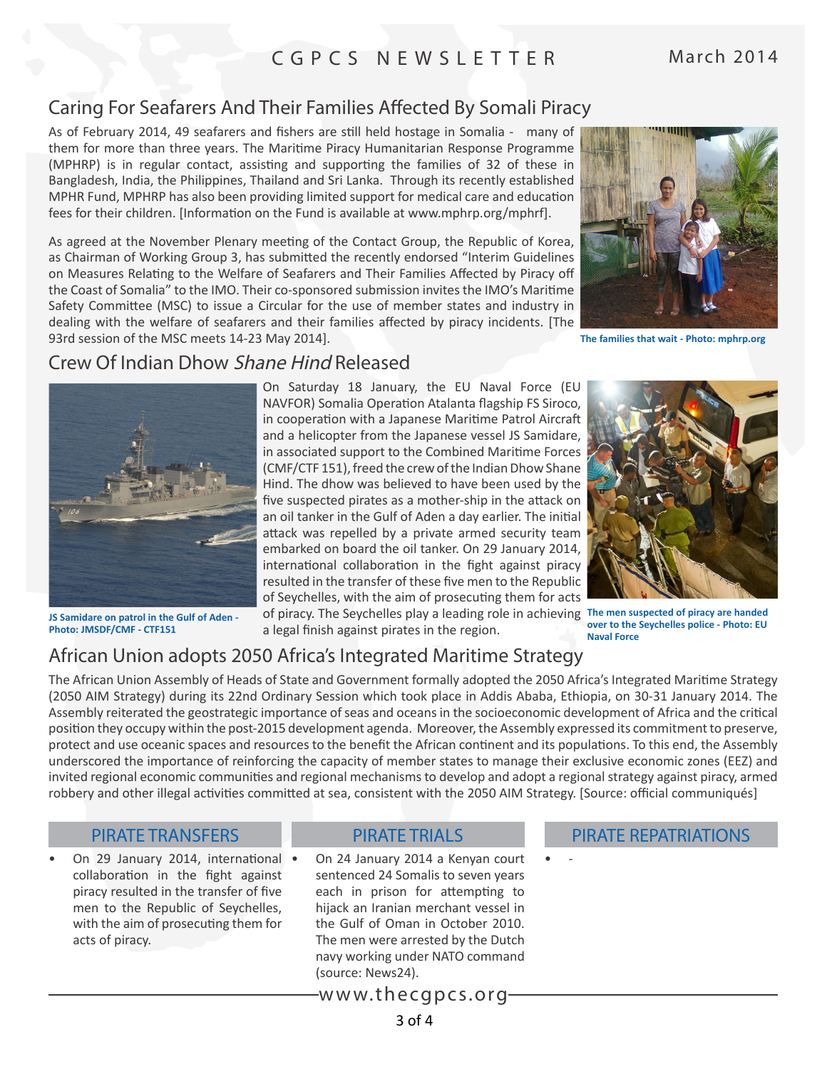## Caring For Seafarers And Their Families Affected By Somali Piracy

As of February 2014, 49 seafarers and fishers are still held hostage in Somalia - many of them for more than three years. The Maritime Piracy Humanitarian Response Programme (MPHRP) is in regular contact, assisting and supporting the families of 32 of these in Bangladesh, India, the Philippines, Thailand and Sri Lanka. Through its recently established MPHR Fund, MPHRP has also been providing limited support for medical care and education fees for their children. [Information on the Fund is available at www.mphrp.org/mphrf].

As agreed at the November Plenary meeting of the Contact Group, the Republic of Korea, as Chairman of Working Group 3, has submitted the recently endorsed "Interim Guidelines on Measures Relating to the Welfare of Seafarers and Their Families Affected by Piracy off the Coast of Somalia" to the IMO. Their co-sponsored submission invites the IMO's Maritime Safety Committee (MSC) to issue a Circular for the use of member states and industry in dealing with the welfare of seafarers and their families affected by piracy incidents. [The 93rd session of the MSC meets 14-23 May 2014].

**The families that wait - Photo: mphrp.org**

## Crew Of Indian Dhow *Shane Hind* Released

On Saturday 18 January, the EU Naval Force (EU NAVFOR) Somalia Operation Atalanta flagship FS Siroco, in cooperation with a Japanese Maritime Patrol Aircraft and a helicopter from the Japanese vessel JS Samidare, in associated support to the Combined Maritime Forces (CMF/CTF 151), freed the crew of the Indian Dhow Shane Hind. The dhow was believed to have been used by the five suspected pirates as a mother-ship in the attack on an oil tanker in the Gulf of Aden a day earlier. The initial attack was repelled by a private armed security team embarked on board the oil tanker. On 29 January 2014, international collaboration in the fight against piracy resulted in the transfer of these five men to the Republic of Seychelles, with the aim of prosecuting them for acts of piracy. The Seychelles play a leading role in achieving a legal finish against pirates in the region.

**JS Samidare on patrol in the Gulf of Aden - Photo: JMSDF/CMF - CTF151**

**The men suspected of piracy are handed over to the Seychelles police - Photo: EU Naval Force**

## African Union adopts 2050 Africa's Integrated Maritime Strategy

The African Union Assembly of Heads of State and Government formally adopted the 2050 Africa's Integrated Maritime Strategy (2050 AIM Strategy) during its 22nd Ordinary Session which took place in Addis Ababa, Ethiopia, on 30-31 January 2014. The Assembly reiterated the geostrategic importance of seas and oceans in the socioeconomic development of Africa and the critical position they occupy within the post-2015 development agenda. Moreover, the Assembly expressed its commitment to preserve, protect and use oceanic spaces and resources to the benefit the African continent and its populations. To this end, the Assembly underscored the importance of reinforcing the capacity of member states to manage their exclusive economic zones (EEZ) and invited regional economic communities and regional mechanisms to develop and adopt a regional strategy against piracy, armed robbery and other illegal activities committed at sea, consistent with the 2050 AIM Strategy. [Source: official communiqués]

### PIRATE TRANSFERS

- On 29 January 2014, international collaboration in the fight against piracy resulted in the transfer of five men to the Republic of Seychelles, with the aim of prosecuting them for acts of piracy.

### PIRATE TRIALS

- On 24 January 2014 a Kenyan court sentenced 24 Somalis to seven years each in prison for attempting to hijack an Iranian merchant vessel in the Gulf of Oman in October 2010. The men were arrested by the Dutch navy working under NATO command (source: News24).

### PIRATE REPATRIATIONS

- -

www.thecgpcs.org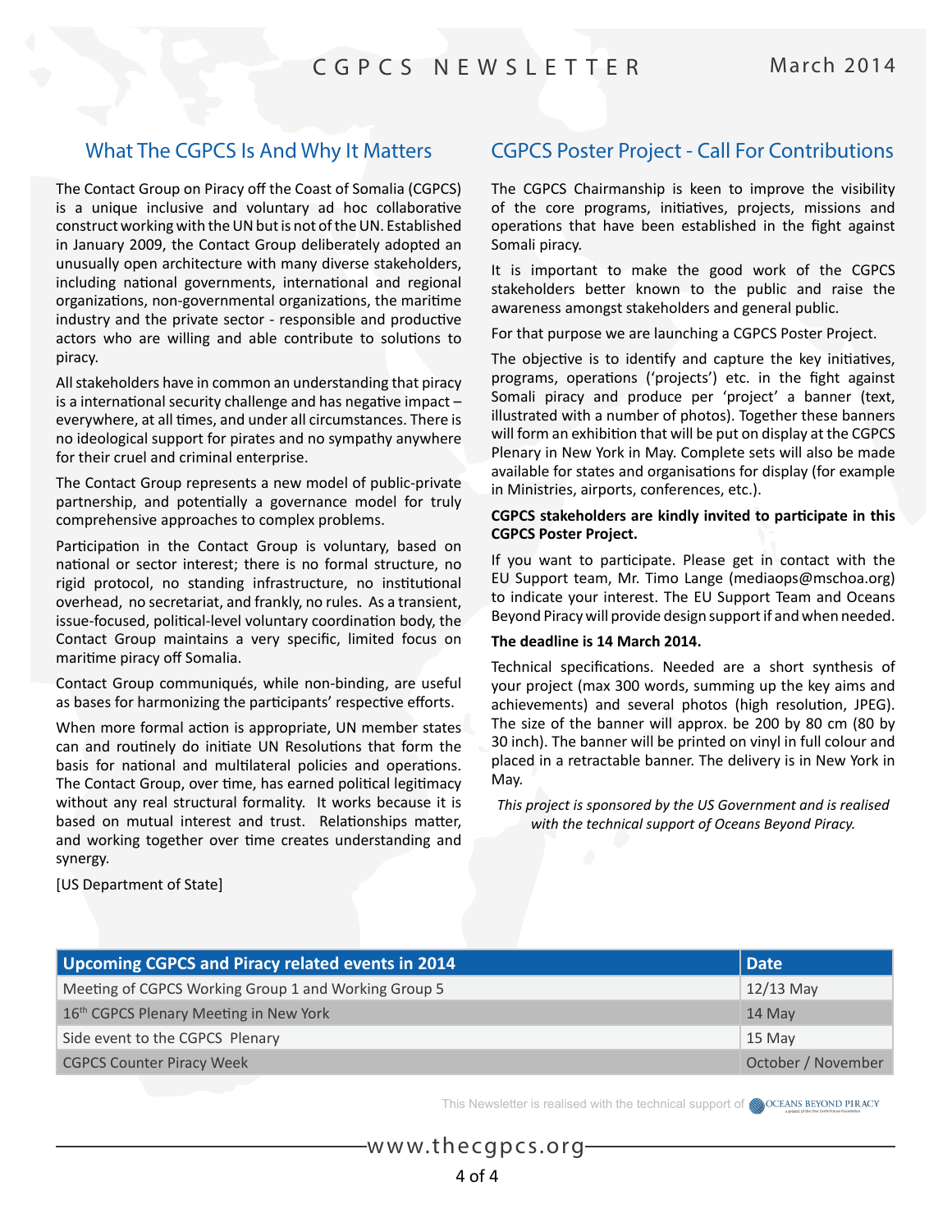## What The CGPCS Is And Why It Matters

The Contact Group on Piracy off the Coast of Somalia (CGPCS) is a unique inclusive and voluntary ad hoc collaborative construct working with the UN but is not of the UN. Established in January 2009, the Contact Group deliberately adopted an unusually open architecture with many diverse stakeholders, including national governments, international and regional organizations, non-governmental organizations, the maritime industry and the private sector - responsible and productive actors who are willing and able contribute to solutions to piracy.

All stakeholders have in common an understanding that piracy is a international security challenge and has negative impact – everywhere, at all times, and under all circumstances. There is no ideological support for pirates and no sympathy anywhere for their cruel and criminal enterprise.

The Contact Group represents a new model of public-private partnership, and potentially a governance model for truly comprehensive approaches to complex problems.

Participation in the Contact Group is voluntary, based on national or sector interest; there is no formal structure, no rigid protocol, no standing infrastructure, no institutional overhead, no secretariat, and frankly, no rules. As a transient, issue-focused, political-level voluntary coordination body, the Contact Group maintains a very specific, limited focus on maritime piracy off Somalia.

Contact Group communiqués, while non-binding, are useful as bases for harmonizing the participants' respective efforts.

When more formal action is appropriate, UN member states can and routinely do initiate UN Resolutions that form the basis for national and multilateral policies and operations. The Contact Group, over time, has earned political legitimacy without any real structural formality. It works because it is based on mutual interest and trust. Relationships matter, and working together over time creates understanding and synergy.

[US Department of State]

## CGPCS Poster Project - Call For Contributions

The CGPCS Chairmanship is keen to improve the visibility of the core programs, initiatives, projects, missions and operations that have been established in the fight against Somali piracy.

It is important to make the good work of the CGPCS stakeholders better known to the public and raise the awareness amongst stakeholders and general public.

For that purpose we are launching a CGPCS Poster Project.

The objective is to identify and capture the key initiatives, programs, operations ('projects') etc. in the fight against Somali piracy and produce per 'project' a banner (text, illustrated with a number of photos). Together these banners will form an exhibition that will be put on display at the CGPCS Plenary in New York in May. Complete sets will also be made available for states and organisations for display (for example in Ministries, airports, conferences, etc.).

**CGPCS stakeholders are kindly invited to participate in this CGPCS Poster Project.**

If you want to participate. Please get in contact with the EU Support team, Mr. Timo Lange (mediaops@mschoa.org) to indicate your interest. The EU Support Team and Oceans Beyond Piracy will provide design support if and when needed.

**The deadline is 14 March 2014.**

Technical specifications. Needed are a short synthesis of your project (max 300 words, summing up the key aims and achievements) and several photos (high resolution, JPEG). The size of the banner will approx. be 200 by 80 cm (80 by 30 inch). The banner will be printed on vinyl in full colour and placed in a retractable banner. The delivery is in New York in May.

*This project is sponsored by the US Government and is realised with the technical support of Oceans Beyond Piracy.*

| Upcoming CGPCS and Piracy related events in 2014 | Date |
|---|---|
| Meeting of CGPCS Working Group 1 and Working Group 5 | 12/13 May |
| 16th CGPCS Plenary Meeting in New York | 14 May |
| Side event to the CGPCS Plenary | 15 May |
| CGPCS Counter Piracy Week | October / November |

This Newsletter is realised with the technical support of OCEANS BEYOND PIRACY

www.thecgpcs.org